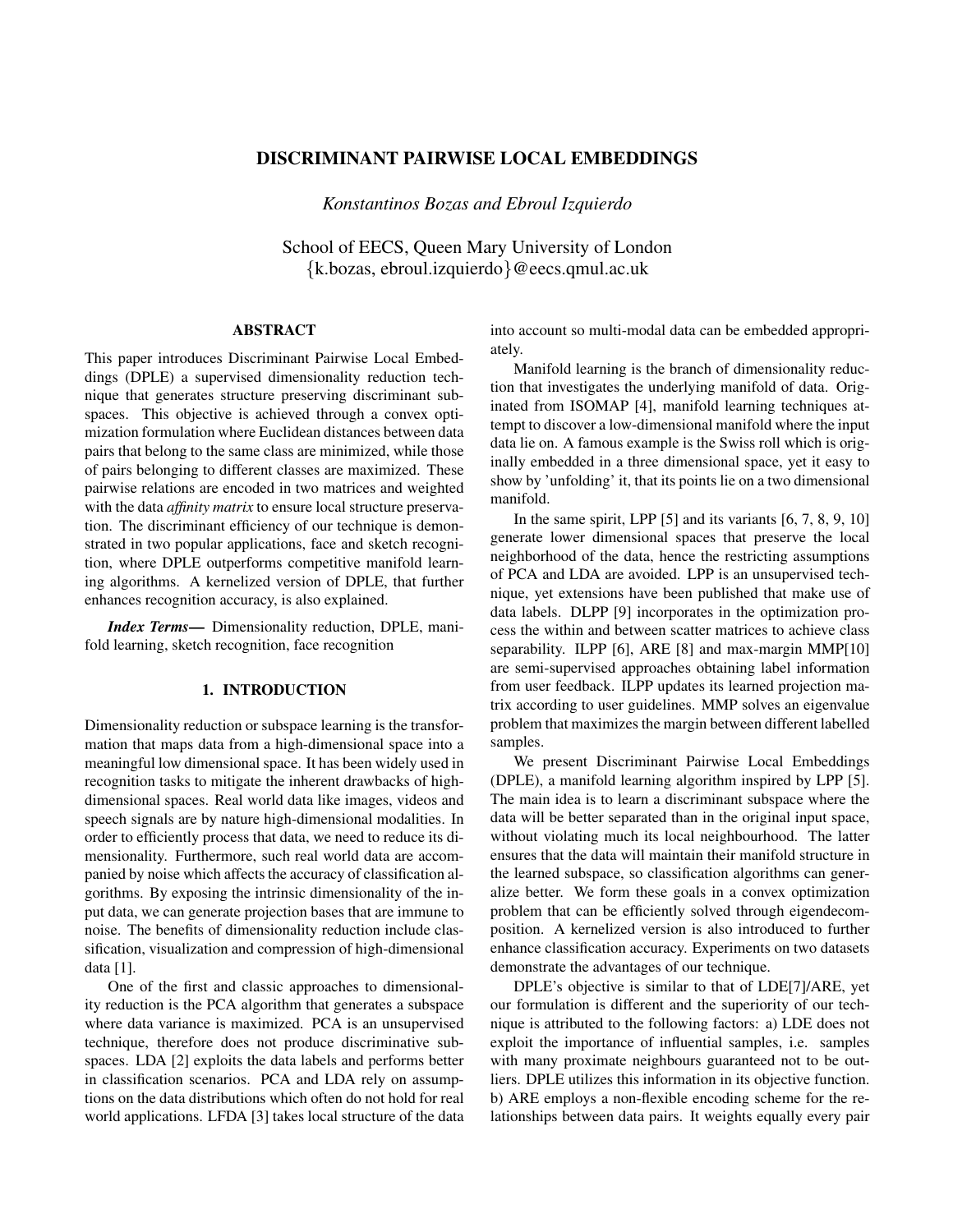# DISCRIMINANT PAIRWISE LOCAL EMBEDDINGS

*Konstantinos Bozas and Ebroul Izquierdo*

School of EECS, Queen Mary University of London
{k.bozas, ebroul.izquierdo}@eecs.qmul.ac.uk

## ABSTRACT

This paper introduces Discriminant Pairwise Local Embeddings (DPLE) a supervised dimensionality reduction technique that generates structure preserving discriminant subspaces. This objective is achieved through a convex optimization formulation where Euclidean distances between data pairs that belong to the same class are minimized, while those of pairs belonging to different classes are maximized. These pairwise relations are encoded in two matrices and weighted with the data *affinity matrix* to ensure local structure preservation. The discriminant efficiency of our technique is demonstrated in two popular applications, face and sketch recognition, where DPLE outperforms competitive manifold learning algorithms. A kernelized version of DPLE, that further enhances recognition accuracy, is also explained.

***Index Terms*—** Dimensionality reduction, DPLE, manifold learning, sketch recognition, face recognition

## 1. INTRODUCTION

Dimensionality reduction or subspace learning is the transformation that maps data from a high-dimensional space into a meaningful low dimensional space. It has been widely used in recognition tasks to mitigate the inherent drawbacks of high-dimensional spaces. Real world data like images, videos and speech signals are by nature high-dimensional modalities. In order to efficiently process that data, we need to reduce its dimensionality. Furthermore, real world data are accompanied by noise which affects the accuracy of classification algorithms. By exposing the intrinsic dimensionality of the input data, we can generate projection bases that are immune to noise. The benefits of dimensionality reduction include classification, visualization and compression of high-dimensional data [1].

One of the first and classic approaches to dimensionality reduction is the PCA algorithm that generates a subspace where data variance is maximized. PCA is an unsupervised technique, therefore does not produce discriminative subspaces. LDA [2] exploits the data labels and performs better in classification scenarios. PCA and LDA rely on assumptions on the data distributions which often do not hold for real world applications. LFDA [3] takes local structure of the data into account so multi-modal data can be embedded appropriately.

Manifold learning is the branch of dimensionality reduction that investigates the underlying manifold of data. Originated from ISOMAP [4], manifold learning techniques attempt to discover a low-dimensional manifold where the input data lie on. A famous example is the Swiss roll which is originally embedded in a three dimensional space, yet it easy to show by 'unfolding' it, that its points lie on a two dimensional manifold.

In the same spirit, LPP [5] and its variants [6, 7, 8, 9, 10] generate lower dimensional spaces that preserve the local neighborhood of the data, hence the restricting assumptions of PCA and LDA are avoided. LPP is an unsupervised technique, yet extensions have been published that make use of data labels. DLPP [9] incorporates in the optimization process the within and between scatter matrices to achieve class separability. ILPP [6], ARE [8] and max-margin MMP[10] are semi-supervised approaches obtaining label information from user feedback. ILPP updates its learned projection matrix according to user guidelines. MMP solves an eigenvalue problem that maximizes the margin between different labelled samples.

We present Discriminant Pairwise Local Embeddings (DPLE), a manifold learning algorithm inspired by LPP [5]. The main idea is to learn a discriminant subspace where the data will be better separated than in the original input space, without violating much its local neighbourhood. The latter ensures that the data will maintain their manifold structure in the learned subspace, so classification algorithms can generalize better. We form these goals in a convex optimization problem that can be efficiently solved through eigendecomposition. A kernelized version is also introduced to further enhance classification accuracy. Experiments on two datasets demonstrate the advantages of our technique.

DPLE's objective is similar to that of LDE[7]/ARE, yet our formulation is different and the superiority of our technique is attributed to the following factors: a) LDE does not exploit the importance of influential samples, i.e. samples with many proximate neighbours guaranteed not to be outliers. DPLE utilizes this information in its objective function. b) ARE employs a non-flexible encoding scheme for the relationships between data pairs. It weights equally every pair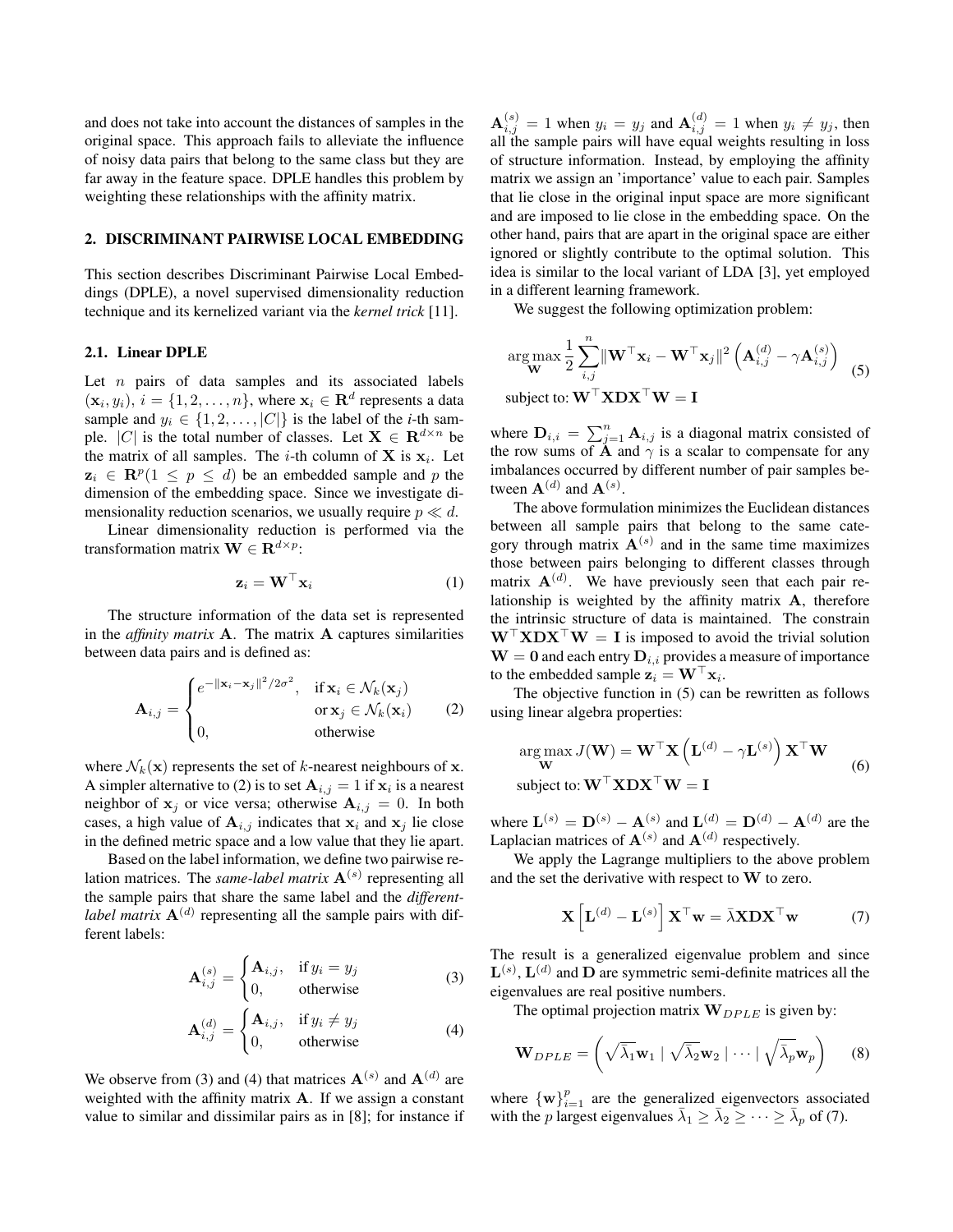and does not take into account the distances of samples in the original space. This approach fails to alleviate the influence of noisy data pairs that belong to the same class but they are far away in the feature space. DPLE handles this problem by weighting these relationships with the affinity matrix.

## 2. DISCRIMINANT PAIRWISE LOCAL EMBEDDING

This section describes Discriminant Pairwise Local Embeddings (DPLE), a novel supervised dimensionality reduction technique and its kernelized variant via the *kernel trick* [11].

### 2.1. Linear DPLE

Let $n$ pairs of data samples and its associated labels $(\mathbf{x}_i, y_i)$, $i = \{1, 2, \ldots, n\}$, where $\mathbf{x}_i \in \mathbf{R}^d$ represents a data sample and $y_i \in \{1, 2, \ldots, |C|\}$ is the label of the $i$-th sample. $|C|$ is the total number of classes. Let $\mathbf{X} \in \mathbf{R}^{d \times n}$ be the matrix of all samples. The $i$-th column of $\mathbf{X}$ is $\mathbf{x}_i$. Let $\mathbf{z}_i \in \mathbf{R}^p (1 \leq p \leq d)$ be an embedded sample and $p$ the dimension of the embedding space. Since we investigate dimensionality reduction scenarios, we usually require $p \ll d$.

Linear dimensionality reduction is performed via the transformation matrix $\mathbf{W} \in \mathbf{R}^{d \times p}$:

$$\mathbf{z}_i = \mathbf{W}^\top \mathbf{x}_i \tag{1}$$

The structure information of the data set is represented in the *affinity matrix* $\mathbf{A}$. The matrix $\mathbf{A}$ captures similarities between data pairs and is defined as:

$$\mathbf{A}_{i,j} = \begin{cases} e^{-\|\mathbf{x}_i - \mathbf{x}_j\|^2/2\sigma^2}, & \text{if } \mathbf{x}_i \in \mathcal{N}_k(\mathbf{x}_j) \\ & \text{or } \mathbf{x}_j \in \mathcal{N}_k(\mathbf{x}_i) \\ 0, & \text{otherwise} \end{cases} \tag{2}$$

where $\mathcal{N}_k(\mathbf{x})$ represents the set of $k$-nearest neighbours of $\mathbf{x}$. A simpler alternative to (2) is to set $\mathbf{A}_{i,j} = 1$ if $\mathbf{x}_i$ is a nearest neighbor of $\mathbf{x}_j$ or vice versa; otherwise $\mathbf{A}_{i,j} = 0$. In both cases, a high value of $\mathbf{A}_{i,j}$ indicates that $\mathbf{x}_i$ and $\mathbf{x}_j$ lie close in the defined metric space and a low value that they lie apart.

Based on the label information, we define two pairwise relation matrices. The *same-label matrix* $\mathbf{A}^{(s)}$ representing all the sample pairs that share the same label and the *different-label matrix* $\mathbf{A}^{(d)}$ representing all the sample pairs with different labels:

$$\mathbf{A}^{(s)}_{i,j} = \begin{cases} \mathbf{A}_{i,j}, & \text{if } y_i = y_j \\ 0, & \text{otherwise} \end{cases} \tag{3}$$

$$\mathbf{A}^{(d)}_{i,j} = \begin{cases} \mathbf{A}_{i,j}, & \text{if } y_i \neq y_j \\ 0, & \text{otherwise} \end{cases} \tag{4}$$

We observe from (3) and (4) that matrices $\mathbf{A}^{(s)}$ and $\mathbf{A}^{(d)}$ are weighted with the affinity matrix $\mathbf{A}$. If we assign a constant value to similar and dissimilar pairs as in [8]; for instance if $\mathbf{A}^{(s)}_{i,j} = 1$ when $y_i = y_j$ and $\mathbf{A}^{(d)}_{i,j} = 1$ when $y_i \neq y_j$, then all the sample pairs will have equal weights resulting in loss of structure information. Instead, by employing the affinity matrix we assign an 'importance' value to each pair. Samples that lie close in the original input space are more significant and are imposed to lie close in the embedding space. On the other hand, pairs that are apart in the original space are either ignored or slightly contribute to the optimal solution. This idea is similar to the local variant of LDA [3], yet employed in a different learning framework.

We suggest the following optimization problem:

$$\begin{aligned} &\arg\max_{\mathbf{W}} \frac{1}{2} \sum_{i,j}^{n} \|\mathbf{W}^\top \mathbf{x}_i - \mathbf{W}^\top \mathbf{x}_j\|^2 \left(\mathbf{A}^{(d)}_{i,j} - \gamma \mathbf{A}^{(s)}_{i,j}\right) \\ &\text{subject to: } \mathbf{W}^\top \mathbf{X} \mathbf{D} \mathbf{X}^\top \mathbf{W} = \mathbf{I} \end{aligned} \tag{5}$$

where $\mathbf{D}_{i,i} = \sum_{j=1}^{n} \mathbf{A}_{i,j}$ is a diagonal matrix consisted of the row sums of $\mathbf{A}$ and $\gamma$ is a scalar to compensate for any imbalances occurred by different number of pair samples between $\mathbf{A}^{(d)}$ and $\mathbf{A}^{(s)}$.

The above formulation minimizes the Euclidean distances between all sample pairs that belong to the same category through matrix $\mathbf{A}^{(s)}$ and in the same time maximizes those between pairs belonging to different classes through matrix $\mathbf{A}^{(d)}$. We have previously seen that each pair relationship is weighted by the affinity matrix $\mathbf{A}$, therefore the intrinsic structure of data is maintained. The constrain $\mathbf{W}^\top \mathbf{X} \mathbf{D} \mathbf{X}^\top \mathbf{W} = \mathbf{I}$ is imposed to avoid the trivial solution $\mathbf{W} = \mathbf{0}$ and each entry $\mathbf{D}_{i,i}$ provides a measure of importance to the embedded sample $\mathbf{z}_i = \mathbf{W}^\top \mathbf{x}_i$.

The objective function in (5) can be rewritten as follows using linear algebra properties:

$$\begin{aligned} &\arg\max_{\mathbf{W}} J(\mathbf{W}) = \mathbf{W}^\top \mathbf{X} \left(\mathbf{L}^{(d)} - \gamma \mathbf{L}^{(s)}\right) \mathbf{X}^\top \mathbf{W} \\ &\text{subject to: } \mathbf{W}^\top \mathbf{X} \mathbf{D} \mathbf{X}^\top \mathbf{W} = \mathbf{I} \end{aligned} \tag{6}$$

where $\mathbf{L}^{(s)} = \mathbf{D}^{(s)} - \mathbf{A}^{(s)}$ and $\mathbf{L}^{(d)} = \mathbf{D}^{(d)} - \mathbf{A}^{(d)}$ are the Laplacian matrices of $\mathbf{A}^{(s)}$ and $\mathbf{A}^{(d)}$ respectively.

We apply the Lagrange multipliers to the above problem and the set the derivative with respect to $\mathbf{W}$ to zero.

$$\mathbf{X}\left[\mathbf{L}^{(d)} - \mathbf{L}^{(s)}\right] \mathbf{X}^\top \mathbf{w} = \bar{\lambda} \mathbf{X} \mathbf{D} \mathbf{X}^\top \mathbf{w} \tag{7}$$

The result is a generalized eigenvalue problem and since $\mathbf{L}^{(s)}$, $\mathbf{L}^{(d)}$ and $\mathbf{D}$ are symmetric semi-definite matrices all the eigenvalues are real positive numbers.

The optimal projection matrix $\mathbf{W}_{DPLE}$ is given by:

$$\mathbf{W}_{DPLE} = \left(\sqrt{\bar{\lambda}_1}\mathbf{w}_1 \mid \sqrt{\bar{\lambda}_2}\mathbf{w}_2 \mid \cdots \mid \sqrt{\bar{\lambda}_p}\mathbf{w}_p\right) \tag{8}$$

where $\{\mathbf{w}\}_{i=1}^{p}$ are the generalized eigenvectors associated with the $p$ largest eigenvalues $\bar{\lambda}_1 \geq \bar{\lambda}_2 \geq \cdots \geq \bar{\lambda}_p$ of (7).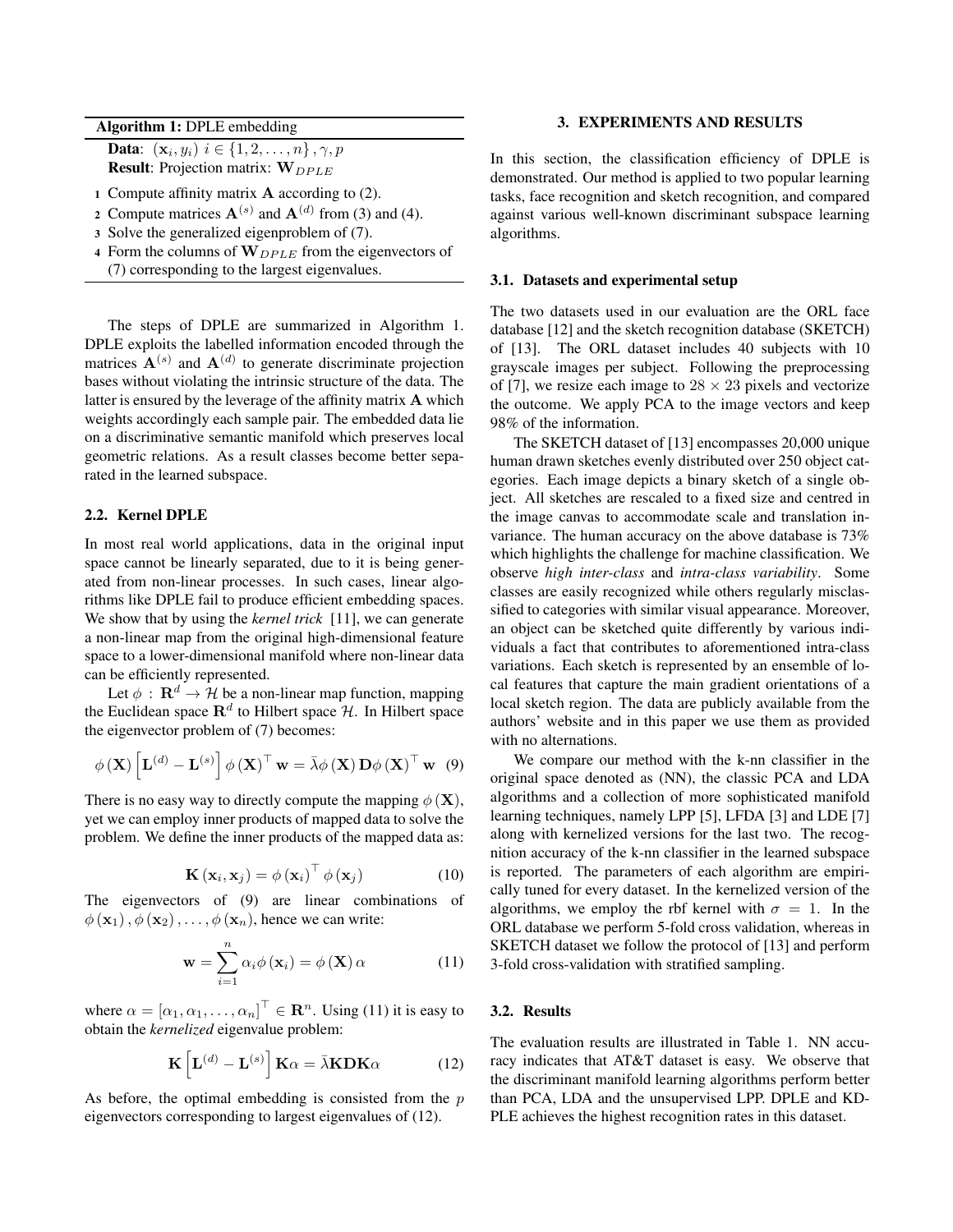**Algorithm 1:** DPLE embedding

**Data**: $(\mathbf{x}_i, y_i)\ i \in \{1, 2, \ldots, n\}, \gamma, p$
**Result**: Projection matrix: $\mathbf{W}_{DPLE}$

1. Compute affinity matrix $\mathbf{A}$ according to (2).
2. Compute matrices $\mathbf{A}^{(s)}$ and $\mathbf{A}^{(d)}$ from (3) and (4).
3. Solve the generalized eigenproblem of (7).
4. Form the columns of $\mathbf{W}_{DPLE}$ from the eigenvectors of (7) corresponding to the largest eigenvalues.

The steps of DPLE are summarized in Algorithm 1. DPLE exploits the labelled information encoded through the matrices $\mathbf{A}^{(s)}$ and $\mathbf{A}^{(d)}$ to generate discriminate projection bases without violating the intrinsic structure of the data. The latter is ensured by the leverage of the affinity matrix $\mathbf{A}$ which weights accordingly each sample pair. The embedded data lie on a discriminative semantic manifold which preserves local geometric relations. As a result classes become better separated in the learned subspace.

## 2.2. Kernel DPLE

In most real world applications, data in the original input space cannot be linearly separated, due to it is being generated from non-linear processes. In such cases, linear algorithms like DPLE fail to produce efficient embedding spaces. We show that by using the *kernel trick* [11], we can generate a non-linear map from the original high-dimensional feature space to a lower-dimensional manifold where non-linear data can be efficiently represented.

Let $\phi : \mathbf{R}^d \rightarrow \mathcal{H}$ be a non-linear map function, mapping the Euclidean space $\mathbf{R}^d$ to Hilbert space $\mathcal{H}$. In Hilbert space the eigenvector problem of (7) becomes:

$$\phi(\mathbf{X}) \left[ \mathbf{L}^{(d)} - \mathbf{L}^{(s)} \right] \phi(\mathbf{X})^{\top} \mathbf{w} = \bar{\lambda} \phi(\mathbf{X}) \mathbf{D} \phi(\mathbf{X})^{\top} \mathbf{w} \quad (9)$$

There is no easy way to directly compute the mapping $\phi(\mathbf{X})$, yet we can employ inner products of mapped data to solve the problem. We define the inner products of the mapped data as:

$$\mathbf{K}(\mathbf{x}_i, \mathbf{x}_j) = \phi(\mathbf{x}_i)^{\top} \phi(\mathbf{x}_j) \quad (10)$$

The eigenvectors of (9) are linear combinations of $\phi(\mathbf{x}_1), \phi(\mathbf{x}_2), \ldots, \phi(\mathbf{x}_n)$, hence we can write:

$$\mathbf{w} = \sum_{i=1}^{n} \alpha_i \phi(\mathbf{x}_i) = \phi(\mathbf{X}) \alpha \quad (11)$$

where $\alpha = [\alpha_1, \alpha_1, \ldots, \alpha_n]^{\top} \in \mathbf{R}^n$. Using (11) it is easy to obtain the *kernelized* eigenvalue problem:

$$\mathbf{K} \left[ \mathbf{L}^{(d)} - \mathbf{L}^{(s)} \right] \mathbf{K} \alpha = \bar{\lambda} \mathbf{K} \mathbf{D} \mathbf{K} \alpha \quad (12)$$

As before, the optimal embedding is consisted from the $p$ eigenvectors corresponding to largest eigenvalues of (12).

# 3. EXPERIMENTS AND RESULTS

In this section, the classification efficiency of DPLE is demonstrated. Our method is applied to two popular learning tasks, face recognition and sketch recognition, and compared against various well-known discriminant subspace learning algorithms.

## 3.1. Datasets and experimental setup

The two datasets used in our evaluation are the ORL face database [12] and the sketch recognition database (SKETCH) of [13]. The ORL dataset includes 40 subjects with 10 grayscale images per subject. Following the preprocessing of [7], we resize each image to $28 \times 23$ pixels and vectorize the outcome. We apply PCA to the image vectors and keep 98% of the information.

The SKETCH dataset of [13] encompasses 20,000 unique human drawn sketches evenly distributed over 250 object categories. Each image depicts a binary sketch of a single object. All sketches are rescaled to a fixed size and centred in the image canvas to accommodate scale and translation invariance. The human accuracy on the above database is 73% which highlights the challenge for machine classification. We observe *high inter-class* and *intra-class variability*. Some classes are easily recognized while others regularly misclassified to categories with similar visual appearance. Moreover, an object can be sketched quite differently by various individuals a fact that contributes to aforementioned intra-class variations. Each sketch is represented by an ensemble of local features that capture the main gradient orientations of a local sketch region. The data are publicly available from the authors' website and in this paper we use them as provided with no alternations.

We compare our method with the k-nn classifier in the original space denoted as (NN), the classic PCA and LDA algorithms and a collection of more sophisticated manifold learning techniques, namely LPP [5], LFDA [3] and LDE [7] along with kernelized versions for the last two. The recognition accuracy of the k-nn classifier in the learned subspace is reported. The parameters of each algorithm are empirically tuned for every dataset. In the kernelized version of the algorithms, we employ the rbf kernel with $\sigma = 1$. In the ORL database we perform 5-fold cross validation, whereas in SKETCH dataset we follow the protocol of [13] and perform 3-fold cross-validation with stratified sampling.

## 3.2. Results

The evaluation results are illustrated in Table 1. NN accuracy indicates that AT&T dataset is easy. We observe that the discriminant manifold learning algorithms perform better than PCA, LDA and the unsupervised LPP. DPLE and KDPLE achieves the highest recognition rates in this dataset.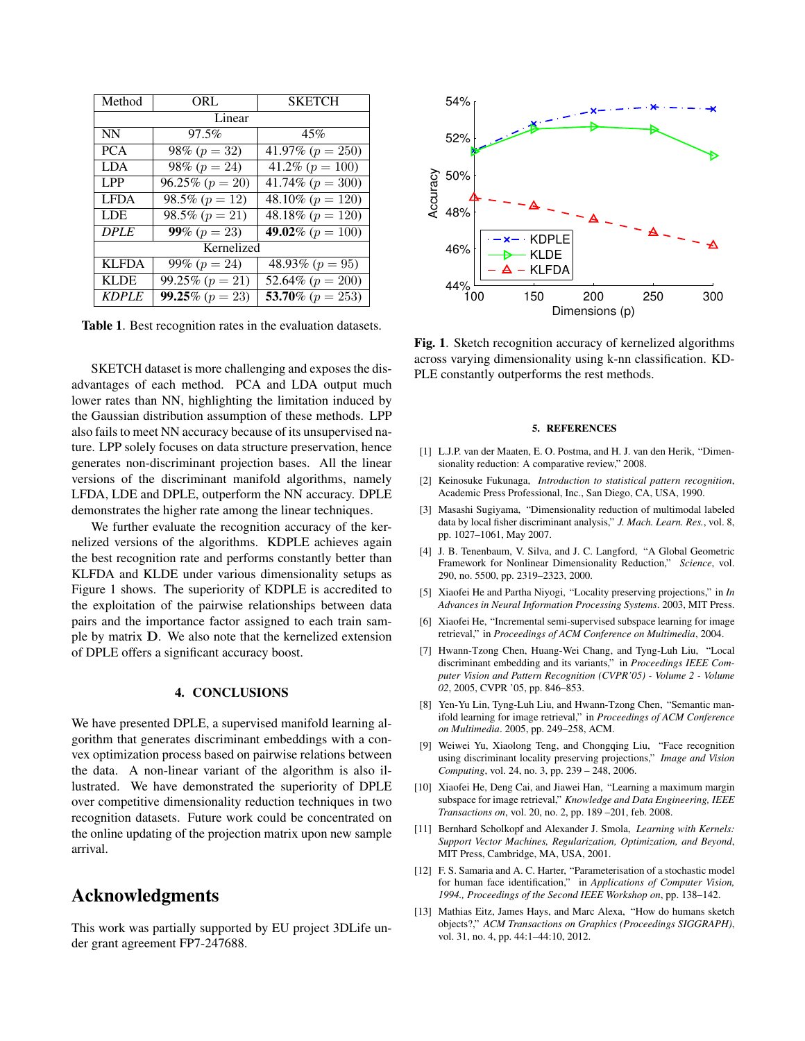| Method | ORL | SKETCH |
|---|---|---|
| Linear | | |
| NN | 97.5% | 45% |
| PCA | 98% ($p = 32$) | 41.97% ($p = 250$) |
| LDA | 98% ($p = 24$) | 41.2% ($p = 100$) |
| LPP | 96.25% ($p = 20$) | 41.74% ($p = 300$) |
| LFDA | 98.5% ($p = 12$) | 48.10% ($p = 120$) |
| LDE | 98.5% ($p = 21$) | 48.18% ($p = 120$) |
| *DPLE* | **99**% ($p = 23$) | **49.02**% ($p = 100$) |
| Kernelized | | |
| KLFDA | 99% ($p = 24$) | 48.93% ($p = 95$) |
| KLDE | 99.25% ($p = 21$) | 52.64% ($p = 200$) |
| *KDPLE* | **99.25**% ($p = 23$) | **53.70**% ($p = 253$) |

**Table 1**. Best recognition rates in the evaluation datasets.

SKETCH dataset is more challenging and exposes the disadvantages of each method. PCA and LDA output much lower rates than NN, highlighting the limitation induced by the Gaussian distribution assumption of these methods. LPP also fails to meet NN accuracy because of its unsupervised nature. LPP solely focuses on data structure preservation, hence generates non-discriminant projection bases. All the linear versions of the discriminant manifold algorithms, namely LFDA, LDE and DPLE, outperform the NN accuracy. DPLE demonstrates the higher rate among the linear techniques.

We further evaluate the recognition accuracy of the kernelized versions of the algorithms. KDPLE achieves again the best recognition rate and performs constantly better than KLFDA and KLDE under various dimensionality setups as Figure 1 shows. The superiority of KDPLE is accredited to the exploitation of the pairwise relationships between data pairs and the importance factor assigned to each train sample by matrix $\mathbf{D}$. We also note that the kernelized extension of DPLE offers a significant accuracy boost.

54%
52%
50%
48%
46%
44%
Accuracy
100
150
200
250
300
Dimensions (p)
KDPLE
KLDE
KLFDA

**Fig. 1**. Sketch recognition accuracy of kernelized algorithms across varying dimensionality using k-nn classification. KDPLE constantly outperforms the rest methods.

## 4. CONCLUSIONS

We have presented DPLE, a supervised manifold learning algorithm that generates discriminant embeddings with a convex optimization process based on pairwise relations between the data. A non-linear variant of the algorithm is also illustrated. We have demonstrated the superiority of DPLE over competitive dimensionality reduction techniques in two recognition datasets. Future work could be concentrated on the online updating of the projection matrix upon new sample arrival.

# Acknowledgments

This work was partially supported by EU project 3DLife under grant agreement FP7-247688.

## 5. REFERENCES

[1] L.J.P. van der Maaten, E. O. Postma, and H. J. van den Herik, "Dimensionality reduction: A comparative review," 2008.

[2] Keinosuke Fukunaga, *Introduction to statistical pattern recognition*, Academic Press Professional, Inc., San Diego, CA, USA, 1990.

[3] Masashi Sugiyama, "Dimensionality reduction of multimodal labeled data by local fisher discriminant analysis," *J. Mach. Learn. Res.*, vol. 8, pp. 1027–1061, May 2007.

[4] J. B. Tenenbaum, V. Silva, and J. C. Langford, "A Global Geometric Framework for Nonlinear Dimensionality Reduction," *Science*, vol. 290, no. 5500, pp. 2319–2323, 2000.

[5] Xiaofei He and Partha Niyogi, "Locality preserving projections," in *In Advances in Neural Information Processing Systems*. 2003, MIT Press.

[6] Xiaofei He, "Incremental semi-supervised subspace learning for image retrieval," in *Proceedings of ACM Conference on Multimedia*, 2004.

[7] Hwann-Tzong Chen, Huang-Wei Chang, and Tyng-Luh Liu, "Local discriminant embedding and its variants," in *Proceedings IEEE Computer Vision and Pattern Recognition (CVPR'05) - Volume 2 - Volume 02*, 2005, CVPR '05, pp. 846–853.

[8] Yen-Yu Lin, Tyng-Luh Liu, and Hwann-Tzong Chen, "Semantic manifold learning for image retrieval," in *Proceedings of ACM Conference on Multimedia*. 2005, pp. 249–258, ACM.

[9] Weiwei Yu, Xiaolong Teng, and Chongqing Liu, "Face recognition using discriminant locality preserving projections," *Image and Vision Computing*, vol. 24, no. 3, pp. 239 – 248, 2006.

[10] Xiaofei He, Deng Cai, and Jiawei Han, "Learning a maximum margin subspace for image retrieval," *Knowledge and Data Engineering, IEEE Transactions on*, vol. 20, no. 2, pp. 189 –201, feb. 2008.

[11] Bernhard Scholkopf and Alexander J. Smola, *Learning with Kernels: Support Vector Machines, Regularization, Optimization, and Beyond*, MIT Press, Cambridge, MA, USA, 2001.

[12] F. S. Samaria and A. C. Harter, "Parameterisation of a stochastic model for human face identification," in *Applications of Computer Vision, 1994., Proceedings of the Second IEEE Workshop on*, pp. 138–142.

[13] Mathias Eitz, James Hays, and Marc Alexa, "How do humans sketch objects?," *ACM Transactions on Graphics (Proceedings SIGGRAPH)*, vol. 31, no. 4, pp. 44:1–44:10, 2012.